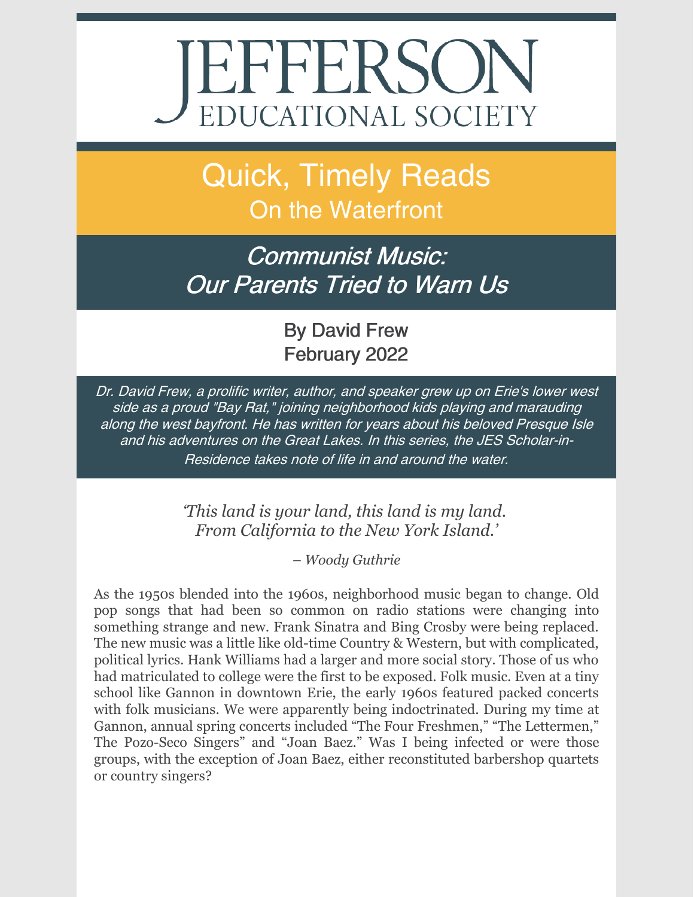# JEFFERSON EDUCATIONAL SOCIETY

## Quick, Timely Reads

### On the Waterfront

## *Communist Music: Our Parents Tried to Warn Us*

By David Frew
February 2022

*Dr. David Frew, a prolific writer, author, and speaker grew up on Erie's lower west side as a proud "Bay Rat," joining neighborhood kids playing and marauding along the west bayfront. He has written for years about his beloved Presque Isle and his adventures on the Great Lakes. In this series, the JES Scholar-in-Residence takes note of life in and around the water.*

*'This land is your land, this land is my land.*
*From California to the New York Island.'*

*– Woody Guthrie*

As the 1950s blended into the 1960s, neighborhood music began to change. Old pop songs that had been so common on radio stations were changing into something strange and new. Frank Sinatra and Bing Crosby were being replaced. The new music was a little like old-time Country & Western, but with complicated, political lyrics. Hank Williams had a larger and more social story. Those of us who had matriculated to college were the first to be exposed. Folk music. Even at a tiny school like Gannon in downtown Erie, the early 1960s featured packed concerts with folk musicians. We were apparently being indoctrinated. During my time at Gannon, annual spring concerts included "The Four Freshmen," "The Lettermen," The Pozo-Seco Singers" and "Joan Baez." Was I being infected or were those groups, with the exception of Joan Baez, either reconstituted barbershop quartets or country singers?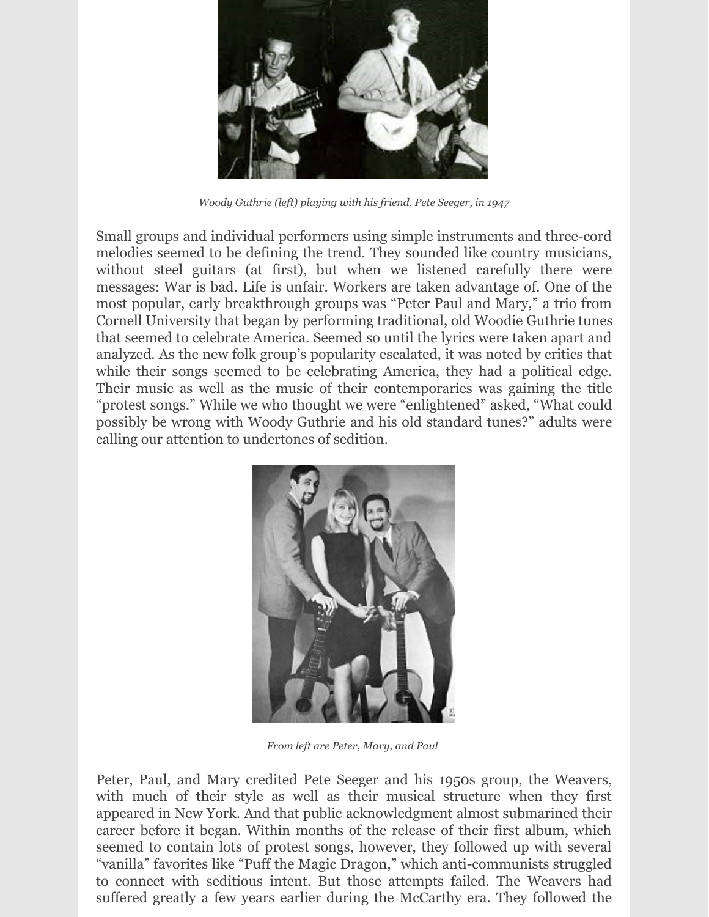*Woody Guthrie (left) playing with his friend, Pete Seeger, in 1947*

Small groups and individual performers using simple instruments and three-cord melodies seemed to be defining the trend. They sounded like country musicians, without steel guitars (at first), but when we listened carefully there were messages: War is bad. Life is unfair. Workers are taken advantage of. One of the most popular, early breakthrough groups was "Peter Paul and Mary," a trio from Cornell University that began by performing traditional, old Woodie Guthrie tunes that seemed to celebrate America. Seemed so until the lyrics were taken apart and analyzed. As the new folk group's popularity escalated, it was noted by critics that while their songs seemed to be celebrating America, they had a political edge. Their music as well as the music of their contemporaries was gaining the title "protest songs." While we who thought we were "enlightened" asked, "What could possibly be wrong with Woody Guthrie and his old standard tunes?" adults were calling our attention to undertones of sedition.

*From left are Peter, Mary, and Paul*

Peter, Paul, and Mary credited Pete Seeger and his 1950s group, the Weavers, with much of their style as well as their musical structure when they first appeared in New York. And that public acknowledgment almost submarined their career before it began. Within months of the release of their first album, which seemed to contain lots of protest songs, however, they followed up with several "vanilla" favorites like "Puff the Magic Dragon," which anti-communists struggled to connect with seditious intent. But those attempts failed. The Weavers had suffered greatly a few years earlier during the McCarthy era. They followed the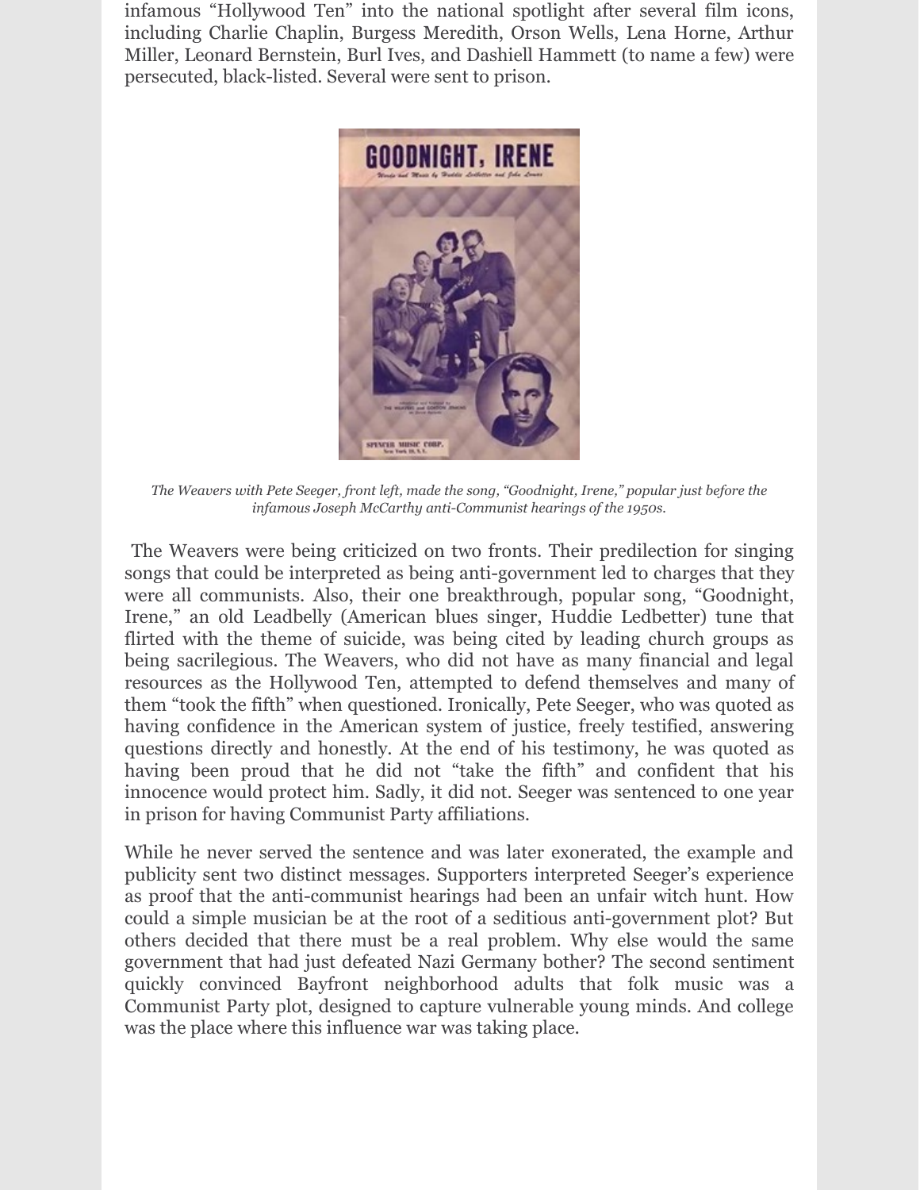infamous "Hollywood Ten" into the national spotlight after several film icons, including Charlie Chaplin, Burgess Meredith, Orson Wells, Lena Horne, Arthur Miller, Leonard Bernstein, Burl Ives, and Dashiell Hammett (to name a few) were persecuted, black-listed. Several were sent to prison.

*The Weavers with Pete Seeger, front left, made the song, "Goodnight, Irene," popular just before the infamous Joseph McCarthy anti-Communist hearings of the 1950s.*

The Weavers were being criticized on two fronts. Their predilection for singing songs that could be interpreted as being anti-government led to charges that they were all communists. Also, their one breakthrough, popular song, "Goodnight, Irene," an old Leadbelly (American blues singer, Huddie Ledbetter) tune that flirted with the theme of suicide, was being cited by leading church groups as being sacrilegious. The Weavers, who did not have as many financial and legal resources as the Hollywood Ten, attempted to defend themselves and many of them "took the fifth" when questioned. Ironically, Pete Seeger, who was quoted as having confidence in the American system of justice, freely testified, answering questions directly and honestly. At the end of his testimony, he was quoted as having been proud that he did not "take the fifth" and confident that his innocence would protect him. Sadly, it did not. Seeger was sentenced to one year in prison for having Communist Party affiliations.

While he never served the sentence and was later exonerated, the example and publicity sent two distinct messages. Supporters interpreted Seeger's experience as proof that the anti-communist hearings had been an unfair witch hunt. How could a simple musician be at the root of a seditious anti-government plot? But others decided that there must be a real problem. Why else would the same government that had just defeated Nazi Germany bother? The second sentiment quickly convinced Bayfront neighborhood adults that folk music was a Communist Party plot, designed to capture vulnerable young minds. And college was the place where this influence war was taking place.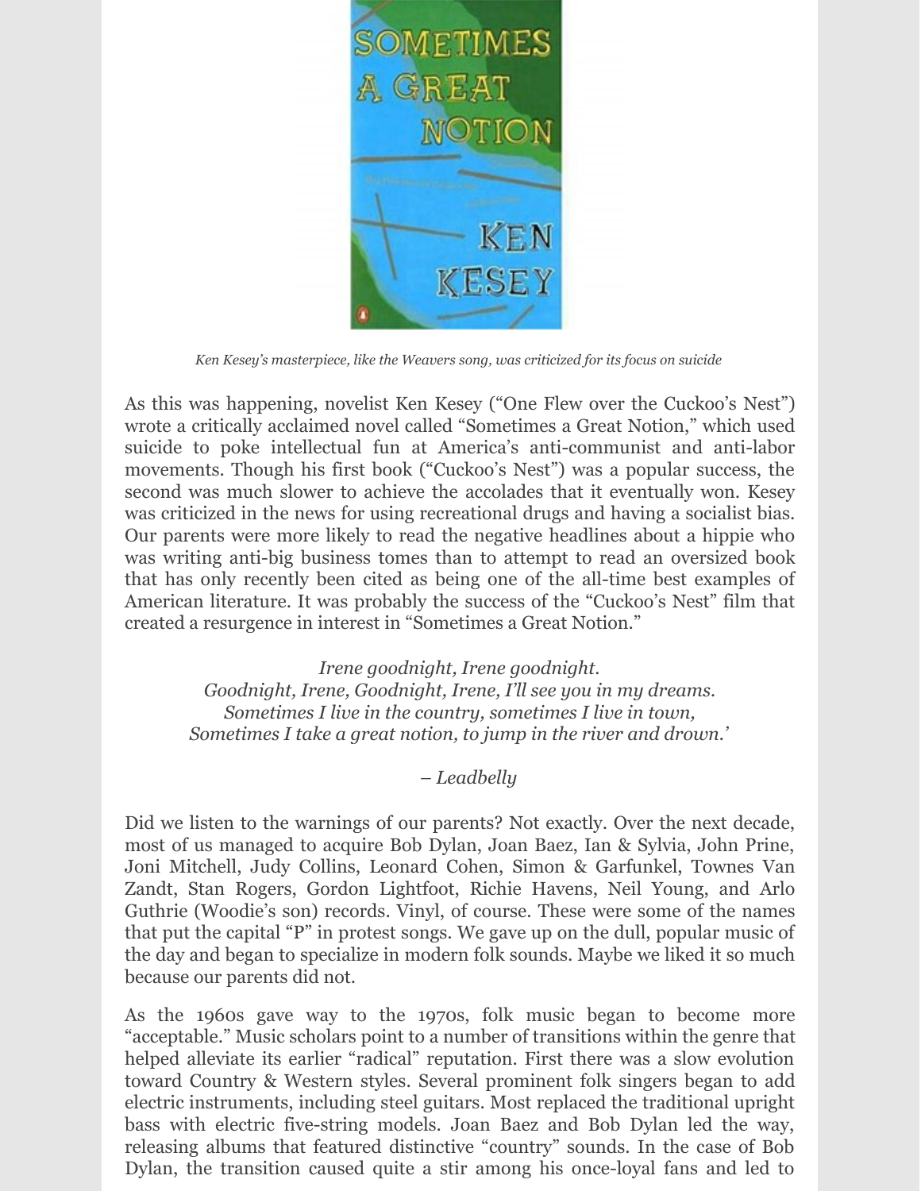*Ken Kesey's masterpiece, like the Weavers song, was criticized for its focus on suicide*

As this was happening, novelist Ken Kesey ("One Flew over the Cuckoo's Nest") wrote a critically acclaimed novel called "Sometimes a Great Notion," which used suicide to poke intellectual fun at America's anti-communist and anti-labor movements. Though his first book ("Cuckoo's Nest") was a popular success, the second was much slower to achieve the accolades that it eventually won. Kesey was criticized in the news for using recreational drugs and having a socialist bias. Our parents were more likely to read the negative headlines about a hippie who was writing anti-big business tomes than to attempt to read an oversized book that has only recently been cited as being one of the all-time best examples of American literature. It was probably the success of the "Cuckoo's Nest" film that created a resurgence in interest in "Sometimes a Great Notion."

*Irene goodnight, Irene goodnight.*
*Goodnight, Irene, Goodnight, Irene, I'll see you in my dreams.*
*Sometimes I live in the country, sometimes I live in town,*
*Sometimes I take a great notion, to jump in the river and drown.'*

*– Leadbelly*

Did we listen to the warnings of our parents? Not exactly. Over the next decade, most of us managed to acquire Bob Dylan, Joan Baez, Ian & Sylvia, John Prine, Joni Mitchell, Judy Collins, Leonard Cohen, Simon & Garfunkel, Townes Van Zandt, Stan Rogers, Gordon Lightfoot, Richie Havens, Neil Young, and Arlo Guthrie (Woodie's son) records. Vinyl, of course. These were some of the names that put the capital "P" in protest songs. We gave up on the dull, popular music of the day and began to specialize in modern folk sounds. Maybe we liked it so much because our parents did not.

As the 1960s gave way to the 1970s, folk music began to become more "acceptable." Music scholars point to a number of transitions within the genre that helped alleviate its earlier "radical" reputation. First there was a slow evolution toward Country & Western styles. Several prominent folk singers began to add electric instruments, including steel guitars. Most replaced the traditional upright bass with electric five-string models. Joan Baez and Bob Dylan led the way, releasing albums that featured distinctive "country" sounds. In the case of Bob Dylan, the transition caused quite a stir among his once-loyal fans and led to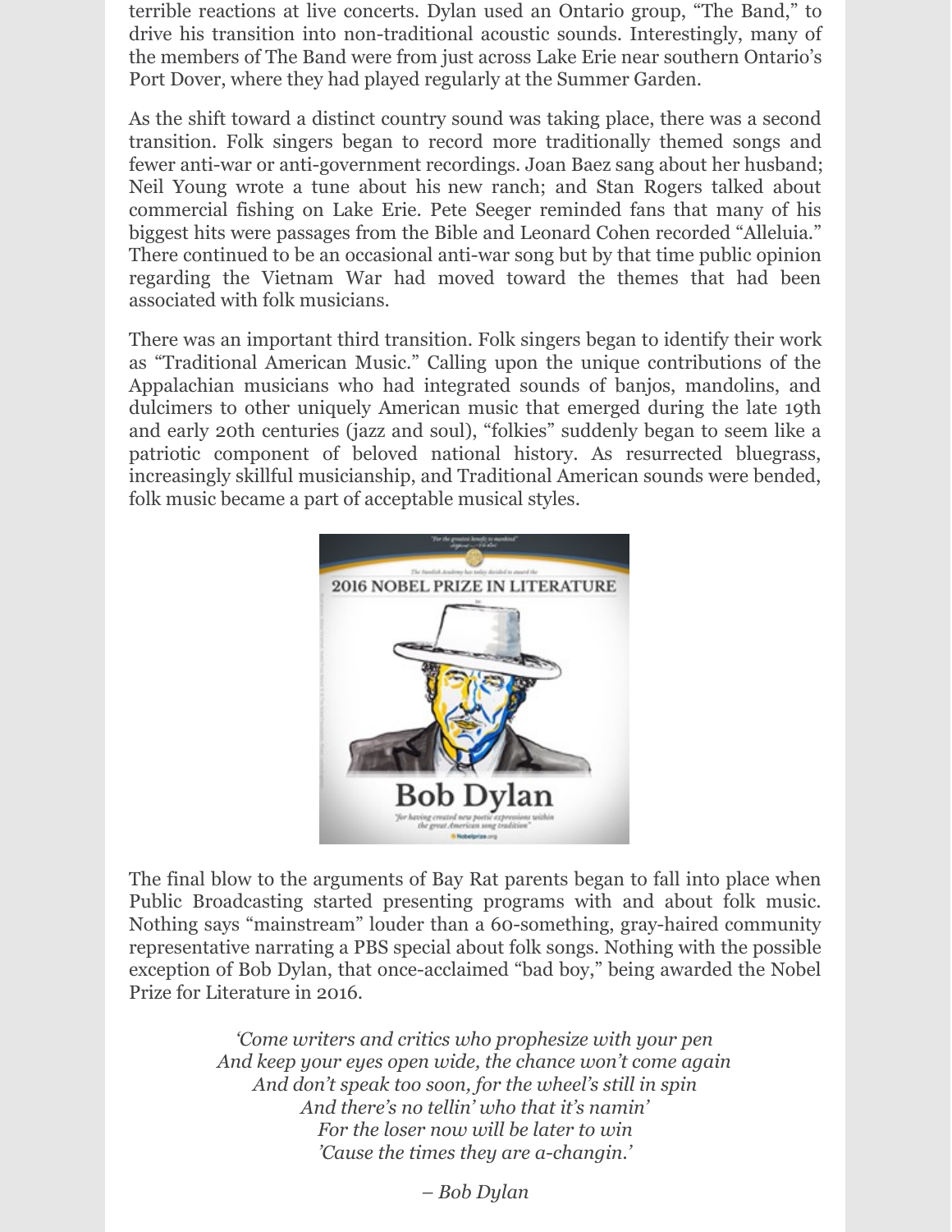terrible reactions at live concerts. Dylan used an Ontario group, "The Band," to drive his transition into non-traditional acoustic sounds. Interestingly, many of the members of The Band were from just across Lake Erie near southern Ontario's Port Dover, where they had played regularly at the Summer Garden.

As the shift toward a distinct country sound was taking place, there was a second transition. Folk singers began to record more traditionally themed songs and fewer anti-war or anti-government recordings. Joan Baez sang about her husband; Neil Young wrote a tune about his new ranch; and Stan Rogers talked about commercial fishing on Lake Erie. Pete Seeger reminded fans that many of his biggest hits were passages from the Bible and Leonard Cohen recorded "Alleluia." There continued to be an occasional anti-war song but by that time public opinion regarding the Vietnam War had moved toward the themes that had been associated with folk musicians.

There was an important third transition. Folk singers began to identify their work as "Traditional American Music." Calling upon the unique contributions of the Appalachian musicians who had integrated sounds of banjos, mandolins, and dulcimers to other uniquely American music that emerged during the late 19th and early 20th centuries (jazz and soul), "folkies" suddenly began to seem like a patriotic component of beloved national history. As resurrected bluegrass, increasingly skillful musicianship, and Traditional American sounds were bended, folk music became a part of acceptable musical styles.

2016 NOBEL PRIZE IN LITERATURE

Bob Dylan

"for having created new poetic expressions within the great American song tradition"

The final blow to the arguments of Bay Rat parents began to fall into place when Public Broadcasting started presenting programs with and about folk music. Nothing says "mainstream" louder than a 60-something, gray-haired community representative narrating a PBS special about folk songs. Nothing with the possible exception of Bob Dylan, that once-acclaimed "bad boy," being awarded the Nobel Prize for Literature in 2016.

*'Come writers and critics who prophesize with your pen*
*And keep your eyes open wide, the chance won't come again*
*And don't speak too soon, for the wheel's still in spin*
*And there's no tellin' who that it's namin'*
*For the loser now will be later to win*
*'Cause the times they are a-changin.'*

*– Bob Dylan*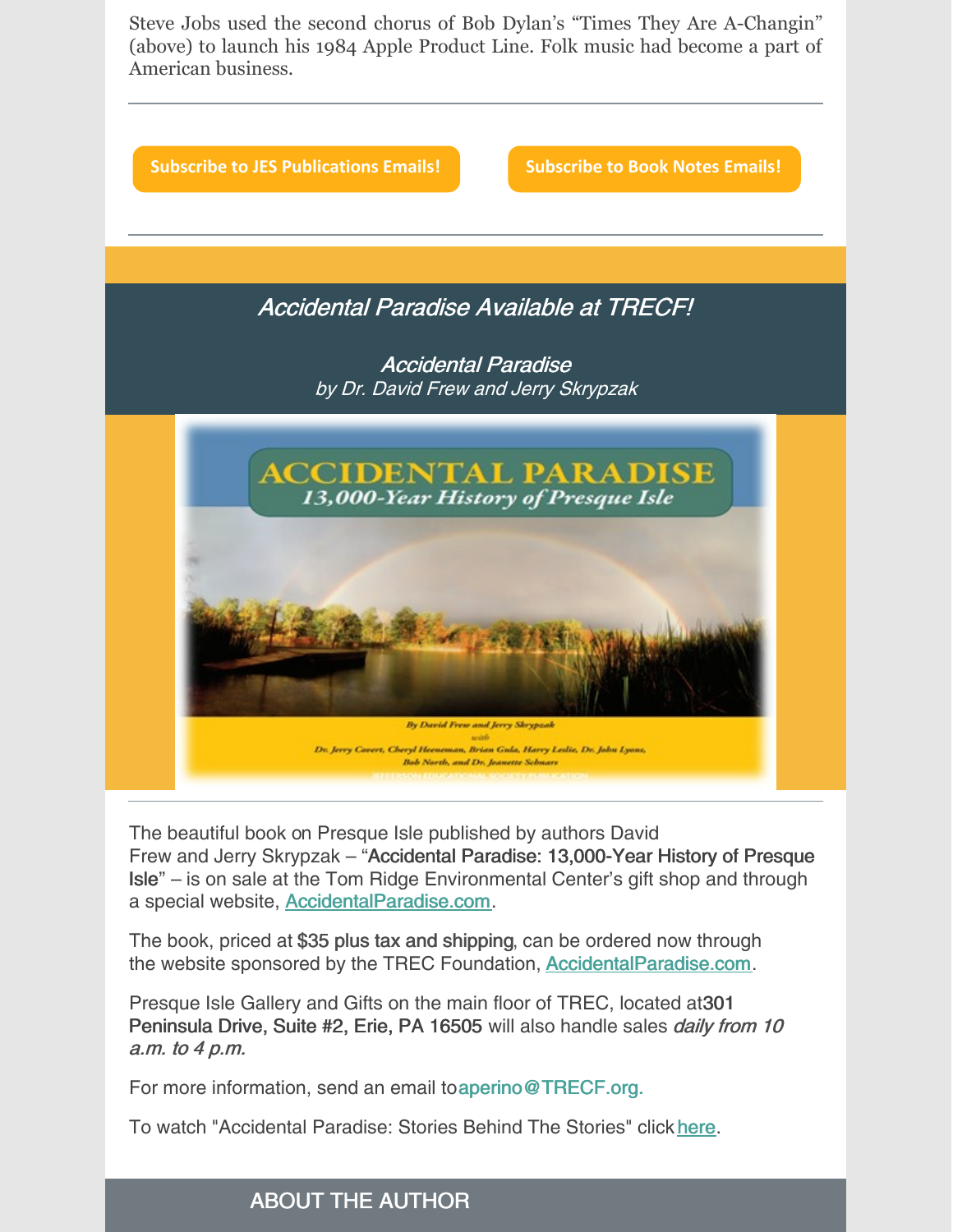Steve Jobs used the second chorus of Bob Dylan's "Times They Are A-Changin" (above) to launch his 1984 Apple Product Line. Folk music had become a part of American business.

---

Subscribe to JES Publications Emails!

Subscribe to Book Notes Emails!

---

## *Accidental Paradise Available at TRECF!*

*Accidental Paradise*
*by Dr. David Frew and Jerry Skrypzak*

---

The beautiful book on Presque Isle published by authors David Frew and Jerry Skrypzak – "**Accidental Paradise: 13,000-Year History of Presque Isle**" – is on sale at the Tom Ridge Environmental Center's gift shop and through a special website, AccidentalParadise.com.

The book, priced at **$35 plus tax and shipping**, can be ordered now through the website sponsored by the TREC Foundation, AccidentalParadise.com.

Presque Isle Gallery and Gifts on the main floor of TREC, located at **301 Peninsula Drive, Suite #2, Erie, PA 16505** will also handle sales *daily from 10 a.m. to 4 p.m.*

For more information, send an email to aperino@TRECF.org.

To watch "Accidental Paradise: Stories Behind The Stories" click here.

## ABOUT THE AUTHOR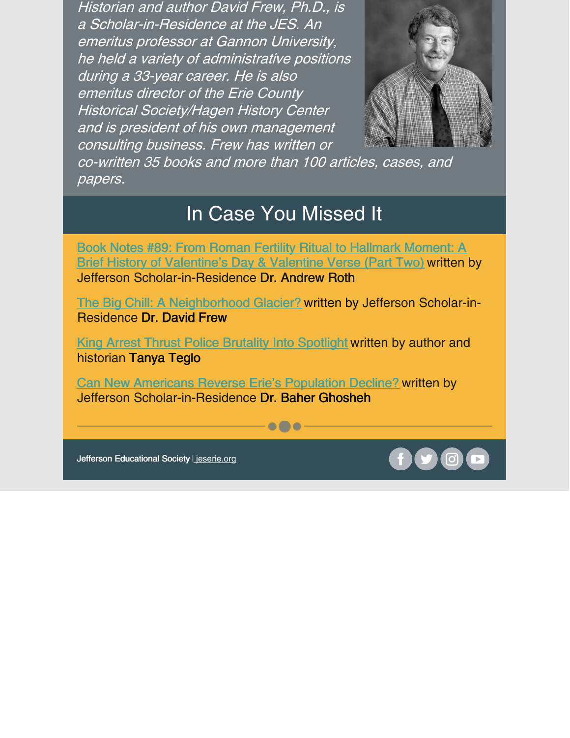*Historian and author David Frew, Ph.D., is a Scholar-in-Residence at the JES. An emeritus professor at Gannon University, he held a variety of administrative positions during a 33-year career. He is also emeritus director of the Erie County Historical Society/Hagen History Center and is president of his own management consulting business. Frew has written or co-written 35 books and more than 100 articles, cases, and papers.*

## In Case You Missed It

Book Notes #89: From Roman Fertility Ritual to Hallmark Moment: A Brief History of Valentine's Day & Valentine Verse (Part Two) written by Jefferson Scholar-in-Residence **Dr. Andrew Roth**

The Big Chill: A Neighborhood Glacier? written by Jefferson Scholar-in-Residence **Dr. David Frew**

King Arrest Thrust Police Brutality Into Spotlight written by author and historian **Tanya Teglo**

Can New Americans Reverse Erie's Population Decline? written by Jefferson Scholar-in-Residence **Dr. Baher Ghosheh**

---

**Jefferson Educational Society** | jeserie.org